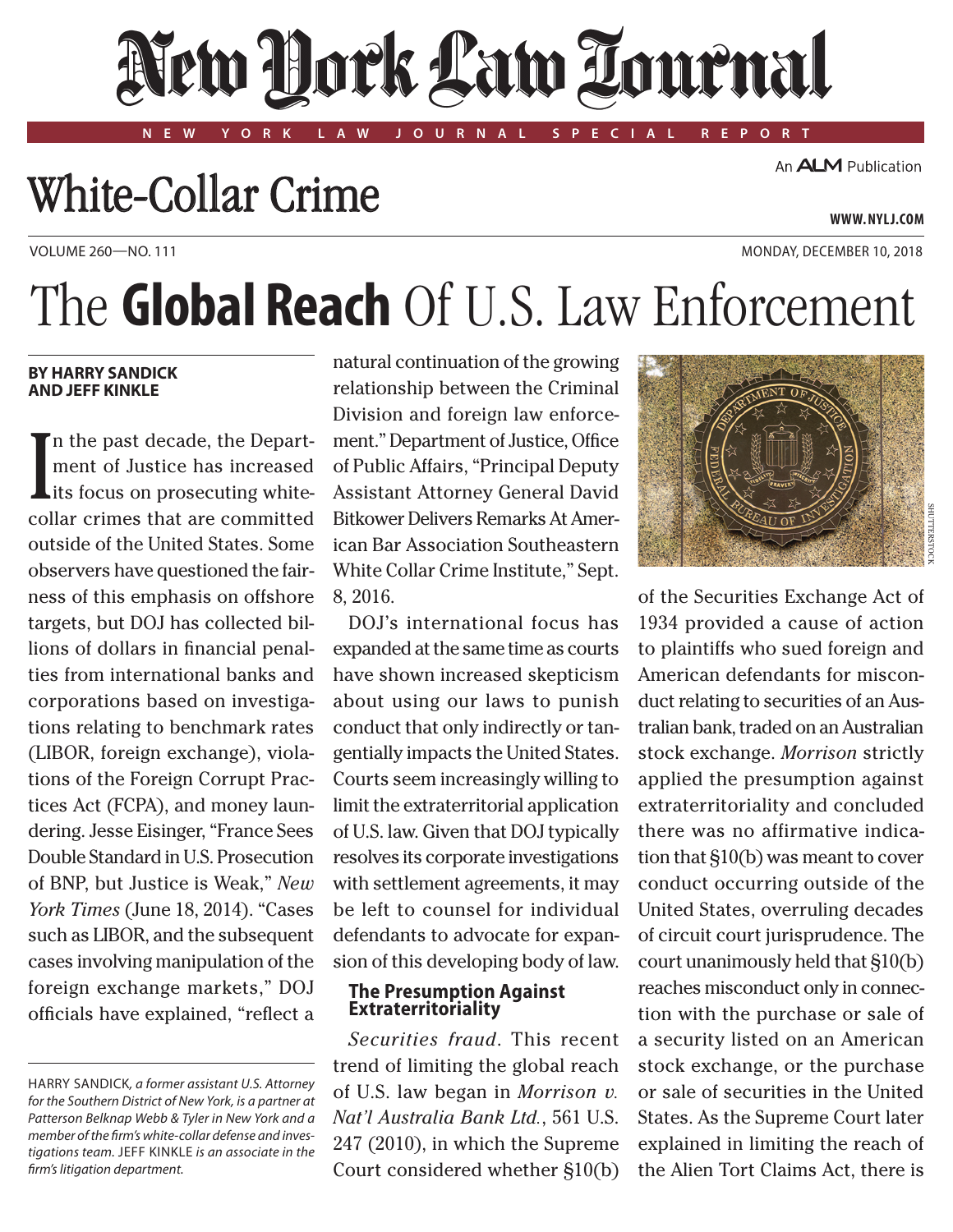# New York Law Journal

**NEW YORK LAW JOURNAL SPECIAL REPORT**

## White-Collar Crime

An ALM Publication

**WWW.NYLJ.COM**

VOLUME 260—NO. 111

MONDAY, DECEMBER 10, 2018

# The **Global Reach** Of U.S. Law Enforcement

**BY HARRY SANDICK AND JEFF KINKLE**

In the past decade, the Department of Justice has increased its focus on prosecuting white-collar crimes that are committed outside of the United States. Some observers have questioned the fairness of this emphasis on offshore targets, but DOJ has collected billions of dollars in financial penalties from international banks and corporations based on investigations relating to benchmark rates (LIBOR, foreign exchange), violations of the Foreign Corrupt Practices Act (FCPA), and money laundering. Jesse Eisinger, "France Sees Double Standard in U.S. Prosecution of BNP, but Justice is Weak," *New York Times* (June 18, 2014). "Cases such as LIBOR, and the subsequent cases involving manipulation of the foreign exchange markets," DOJ officials have explained, "reflect a natural continuation of the growing relationship between the Criminal Division and foreign law enforcement." Department of Justice, Office of Public Affairs, "Principal Deputy Assistant Attorney General David Bitkower Delivers Remarks At American Bar Association Southeastern White Collar Crime Institute," Sept. 8, 2016.

DOJ's international focus has expanded at the same time as courts have shown increased skepticism about using our laws to punish conduct that only indirectly or tangentially impacts the United States. Courts seem increasingly willing to limit the extraterritorial application of U.S. law. Given that DOJ typically resolves its corporate investigations with settlement agreements, it may be left to counsel for individual defendants to advocate for expansion of this developing body of law.

### The Presumption Against Extraterritoriality

*Securities fraud*. This recent trend of limiting the global reach of U.S. law began in *Morrison v. Nat'l Australia Bank Ltd.*, 561 U.S. 247 (2010), in which the Supreme Court considered whether §10(b) of the Securities Exchange Act of 1934 provided a cause of action to plaintiffs who sued foreign and American defendants for misconduct relating to securities of an Australian bank, traded on an Australian stock exchange. *Morrison* strictly applied the presumption against extraterritoriality and concluded there was no affirmative indication that §10(b) was meant to cover conduct occurring outside of the United States, overruling decades of circuit court jurisprudence. The court unanimously held that §10(b) reaches misconduct only in connection with the purchase or sale of a security listed on an American stock exchange, or the purchase or sale of securities in the United States. As the Supreme Court later explained in limiting the reach of the Alien Tort Claims Act, there is

---

HARRY SANDICK, *a former assistant U.S. Attorney for the Southern District of New York, is a partner at Patterson Belknap Webb & Tyler in New York and a member of the firm's white-collar defense and investigations team.* JEFF KINKLE *is an associate in the firm's litigation department.*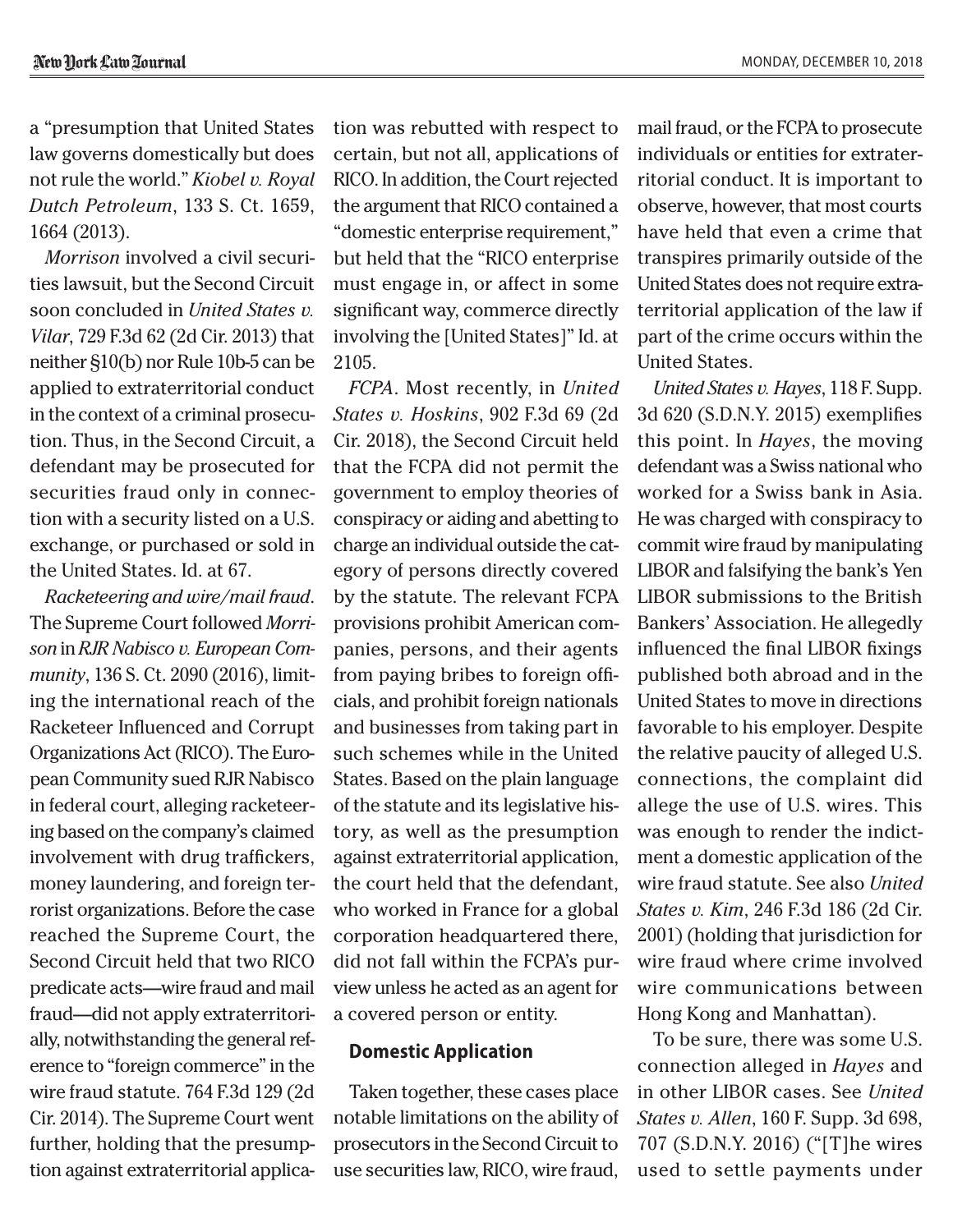a "presumption that United States law governs domestically but does not rule the world." *Kiobel v. Royal Dutch Petroleum*, 133 S. Ct. 1659, 1664 (2013).

*Morrison* involved a civil securities lawsuit, but the Second Circuit soon concluded in *United States v. Vilar*, 729 F.3d 62 (2d Cir. 2013) that neither §10(b) nor Rule 10b-5 can be applied to extraterritorial conduct in the context of a criminal prosecution. Thus, in the Second Circuit, a defendant may be prosecuted for securities fraud only in connection with a security listed on a U.S. exchange, or purchased or sold in the United States. Id. at 67.

*Racketeering and wire/mail fraud*. The Supreme Court followed *Morrison* in *RJR Nabisco v. European Community*, 136 S. Ct. 2090 (2016), limiting the international reach of the Racketeer Influenced and Corrupt Organizations Act (RICO). The European Community sued RJR Nabisco in federal court, alleging racketeering based on the company's claimed involvement with drug traffickers, money laundering, and foreign terrorist organizations. Before the case reached the Supreme Court, the Second Circuit held that two RICO predicate acts—wire fraud and mail fraud—did not apply extraterritorially, notwithstanding the general reference to "foreign commerce" in the wire fraud statute. 764 F.3d 129 (2d Cir. 2014). The Supreme Court went further, holding that the presumption against extraterritorial application was rebutted with respect to certain, but not all, applications of RICO. In addition, the Court rejected the argument that RICO contained a "domestic enterprise requirement," but held that the "RICO enterprise must engage in, or affect in some significant way, commerce directly involving the [United States]" Id. at 2105.

*FCPA*. Most recently, in *United States v. Hoskins*, 902 F.3d 69 (2d Cir. 2018), the Second Circuit held that the FCPA did not permit the government to employ theories of conspiracy or aiding and abetting to charge an individual outside the category of persons directly covered by the statute. The relevant FCPA provisions prohibit American companies, persons, and their agents from paying bribes to foreign officials, and prohibit foreign nationals and businesses from taking part in such schemes while in the United States. Based on the plain language of the statute and its legislative history, as well as the presumption against extraterritorial application, the court held that the defendant, who worked in France for a global corporation headquartered there, did not fall within the FCPA's purview unless he acted as an agent for a covered person or entity.

## Domestic Application

Taken together, these cases place notable limitations on the ability of prosecutors in the Second Circuit to use securities law, RICO, wire fraud, mail fraud, or the FCPA to prosecute individuals or entities for extraterritorial conduct. It is important to observe, however, that most courts have held that even a crime that transpires primarily outside of the United States does not require extraterritorial application of the law if part of the crime occurs within the United States.

*United States v. Hayes*, 118 F. Supp. 3d 620 (S.D.N.Y. 2015) exemplifies this point. In *Hayes*, the moving defendant was a Swiss national who worked for a Swiss bank in Asia. He was charged with conspiracy to commit wire fraud by manipulating LIBOR and falsifying the bank's Yen LIBOR submissions to the British Bankers' Association. He allegedly influenced the final LIBOR fixings published both abroad and in the United States to move in directions favorable to his employer. Despite the relative paucity of alleged U.S. connections, the complaint did allege the use of U.S. wires. This was enough to render the indictment a domestic application of the wire fraud statute. See also *United States v. Kim*, 246 F.3d 186 (2d Cir. 2001) (holding that jurisdiction for wire fraud where crime involved wire communications between Hong Kong and Manhattan).

To be sure, there was some U.S. connection alleged in *Hayes* and in other LIBOR cases. See *United States v. Allen*, 160 F. Supp. 3d 698, 707 (S.D.N.Y. 2016) ("[T]he wires used to settle payments under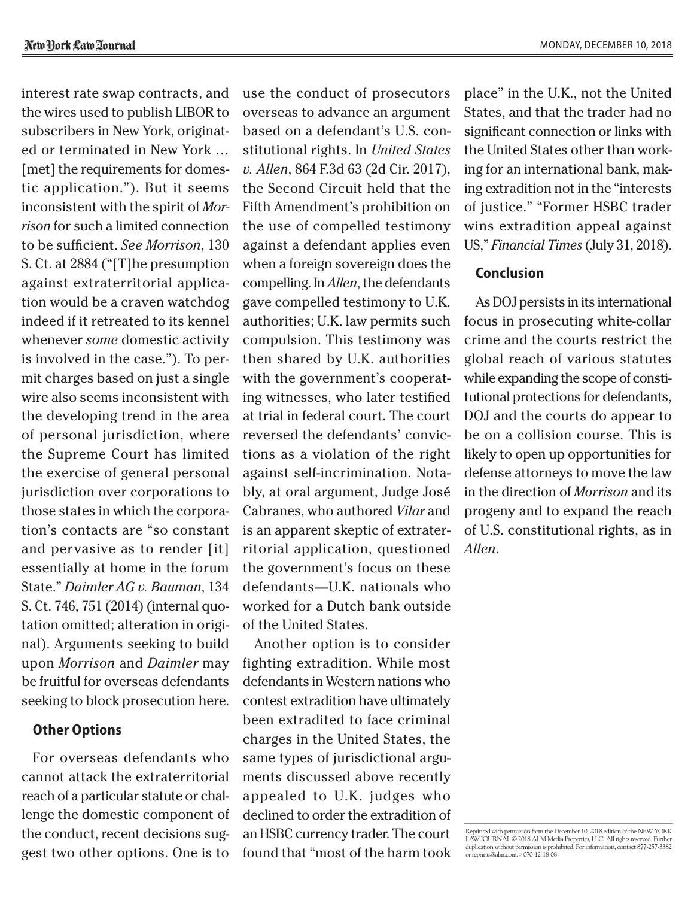interest rate swap contracts, and the wires used to publish LIBOR to subscribers in New York, originated or terminated in New York … [met] the requirements for domestic application."). But it seems inconsistent with the spirit of *Morrison* for such a limited connection to be sufficient. *See Morrison*, 130 S. Ct. at 2884 ("[T]he presumption against extraterritorial application would be a craven watchdog indeed if it retreated to its kennel whenever *some* domestic activity is involved in the case."). To permit charges based on just a single wire also seems inconsistent with the developing trend in the area of personal jurisdiction, where the Supreme Court has limited the exercise of general personal jurisdiction over corporations to those states in which the corporation's contacts are "so constant and pervasive as to render [it] essentially at home in the forum State." *Daimler AG v. Bauman*, 134 S. Ct. 746, 751 (2014) (internal quotation omitted; alteration in original). Arguments seeking to build upon *Morrison* and *Daimler* may be fruitful for overseas defendants seeking to block prosecution here.

## Other Options

For overseas defendants who cannot attack the extraterritorial reach of a particular statute or challenge the domestic component of the conduct, recent decisions suggest two other options. One is to use the conduct of prosecutors overseas to advance an argument based on a defendant's U.S. constitutional rights. In *United States v. Allen*, 864 F.3d 63 (2d Cir. 2017), the Second Circuit held that the Fifth Amendment's prohibition on the use of compelled testimony against a defendant applies even when a foreign sovereign does the compelling. In *Allen*, the defendants gave compelled testimony to U.K. authorities; U.K. law permits such compulsion. This testimony was then shared by U.K. authorities with the government's cooperating witnesses, who later testified at trial in federal court. The court reversed the defendants' convictions as a violation of the right against self-incrimination. Notably, at oral argument, Judge José Cabranes, who authored *Vilar* and is an apparent skeptic of extraterritorial application, questioned the government's focus on these defendants—U.K. nationals who worked for a Dutch bank outside of the United States.

Another option is to consider fighting extradition. While most defendants in Western nations who contest extradition have ultimately been extradited to face criminal charges in the United States, the same types of jurisdictional arguments discussed above recently appealed to U.K. judges who declined to order the extradition of an HSBC currency trader. The court found that "most of the harm took place" in the U.K., not the United States, and that the trader had no significant connection or links with the United States other than working for an international bank, making extradition not in the "interests of justice." "Former HSBC trader wins extradition appeal against US," *Financial Times* (July 31, 2018).

## Conclusion

As DOJ persists in its international focus in prosecuting white-collar crime and the courts restrict the global reach of various statutes while expanding the scope of constitutional protections for defendants, DOJ and the courts do appear to be on a collision course. This is likely to open up opportunities for defense attorneys to move the law in the direction of *Morrison* and its progeny and to expand the reach of U.S. constitutional rights, as in *Allen*.

Reprinted with permission from the December 10, 2018 edition of the NEW YORK LAW JOURNAL © 2018 ALM Media Properties, LLC. All rights reserved. Further duplication without permission is prohibited. For information, contact 877-257-3382 or reprints@alm.com. # 070-12-18-08